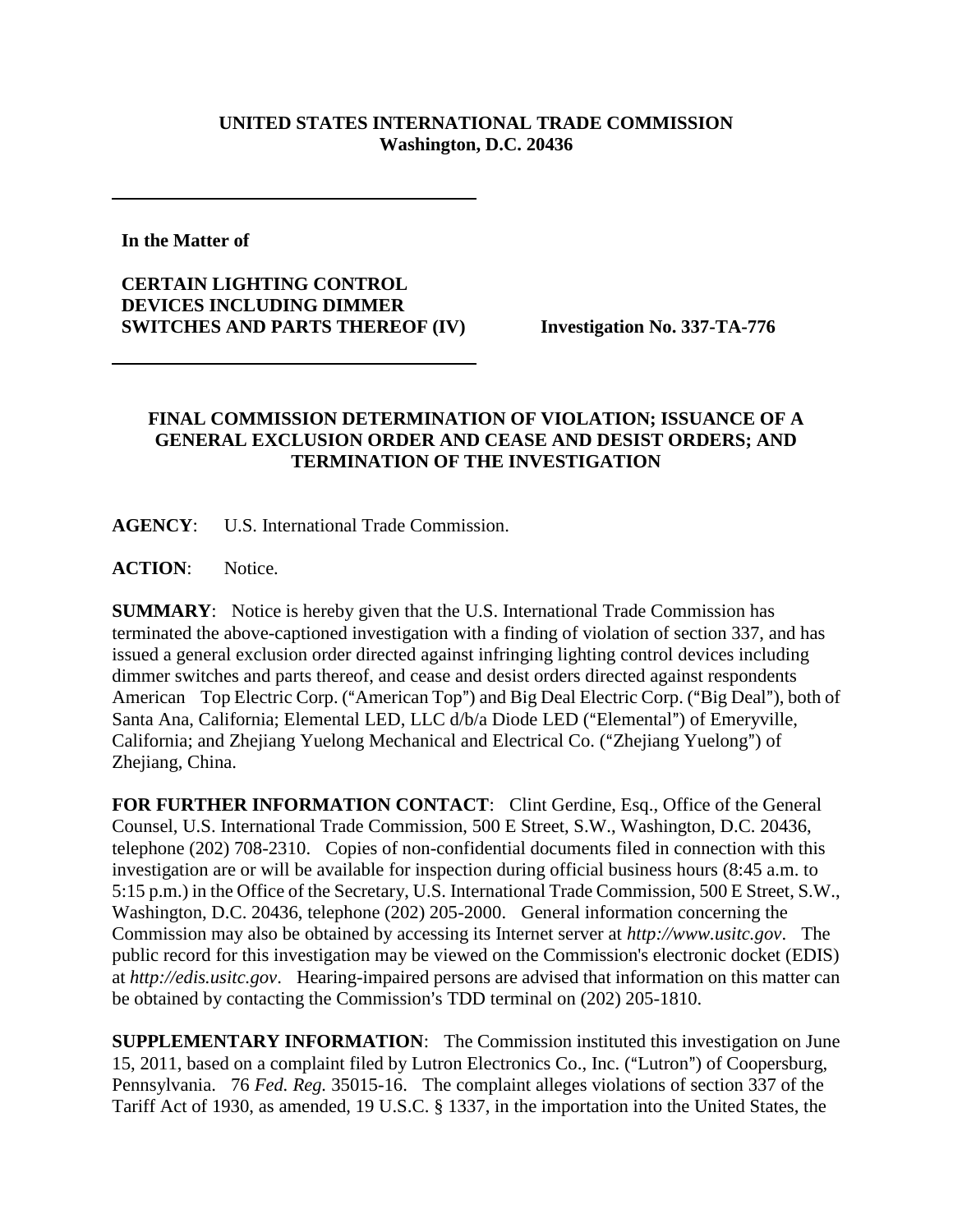**UNITED STATES INTERNATIONAL TRADE COMMISSION**
**Washington, D.C. 20436**

---

**In the Matter of**

**CERTAIN LIGHTING CONTROL DEVICES INCLUDING DIMMER SWITCHES AND PARTS THEREOF (IV)**

**Investigation No. 337-TA-776**

---

**FINAL COMMISSION DETERMINATION OF VIOLATION; ISSUANCE OF A GENERAL EXCLUSION ORDER AND CEASE AND DESIST ORDERS; AND TERMINATION OF THE INVESTIGATION**

**AGENCY**: U.S. International Trade Commission.

**ACTION**: Notice.

**SUMMARY**: Notice is hereby given that the U.S. International Trade Commission has terminated the above-captioned investigation with a finding of violation of section 337, and has issued a general exclusion order directed against infringing lighting control devices including dimmer switches and parts thereof, and cease and desist orders directed against respondents American Top Electric Corp. ("American Top") and Big Deal Electric Corp. ("Big Deal"), both of Santa Ana, California; Elemental LED, LLC d/b/a Diode LED ("Elemental") of Emeryville, California; and Zhejiang Yuelong Mechanical and Electrical Co. ("Zhejiang Yuelong") of Zhejiang, China.

**FOR FURTHER INFORMATION CONTACT**: Clint Gerdine, Esq., Office of the General Counsel, U.S. International Trade Commission, 500 E Street, S.W., Washington, D.C. 20436, telephone (202) 708-2310. Copies of non-confidential documents filed in connection with this investigation are or will be available for inspection during official business hours (8:45 a.m. to 5:15 p.m.) in the Office of the Secretary, U.S. International Trade Commission, 500 E Street, S.W., Washington, D.C. 20436, telephone (202) 205-2000. General information concerning the Commission may also be obtained by accessing its Internet server at *http://www.usitc.gov*. The public record for this investigation may be viewed on the Commission's electronic docket (EDIS) at *http://edis.usitc.gov*. Hearing-impaired persons are advised that information on this matter can be obtained by contacting the Commission's TDD terminal on (202) 205-1810.

**SUPPLEMENTARY INFORMATION**: The Commission instituted this investigation on June 15, 2011, based on a complaint filed by Lutron Electronics Co., Inc. ("Lutron") of Coopersburg, Pennsylvania. 76 *Fed. Reg.* 35015-16. The complaint alleges violations of section 337 of the Tariff Act of 1930, as amended, 19 U.S.C. § 1337, in the importation into the United States, the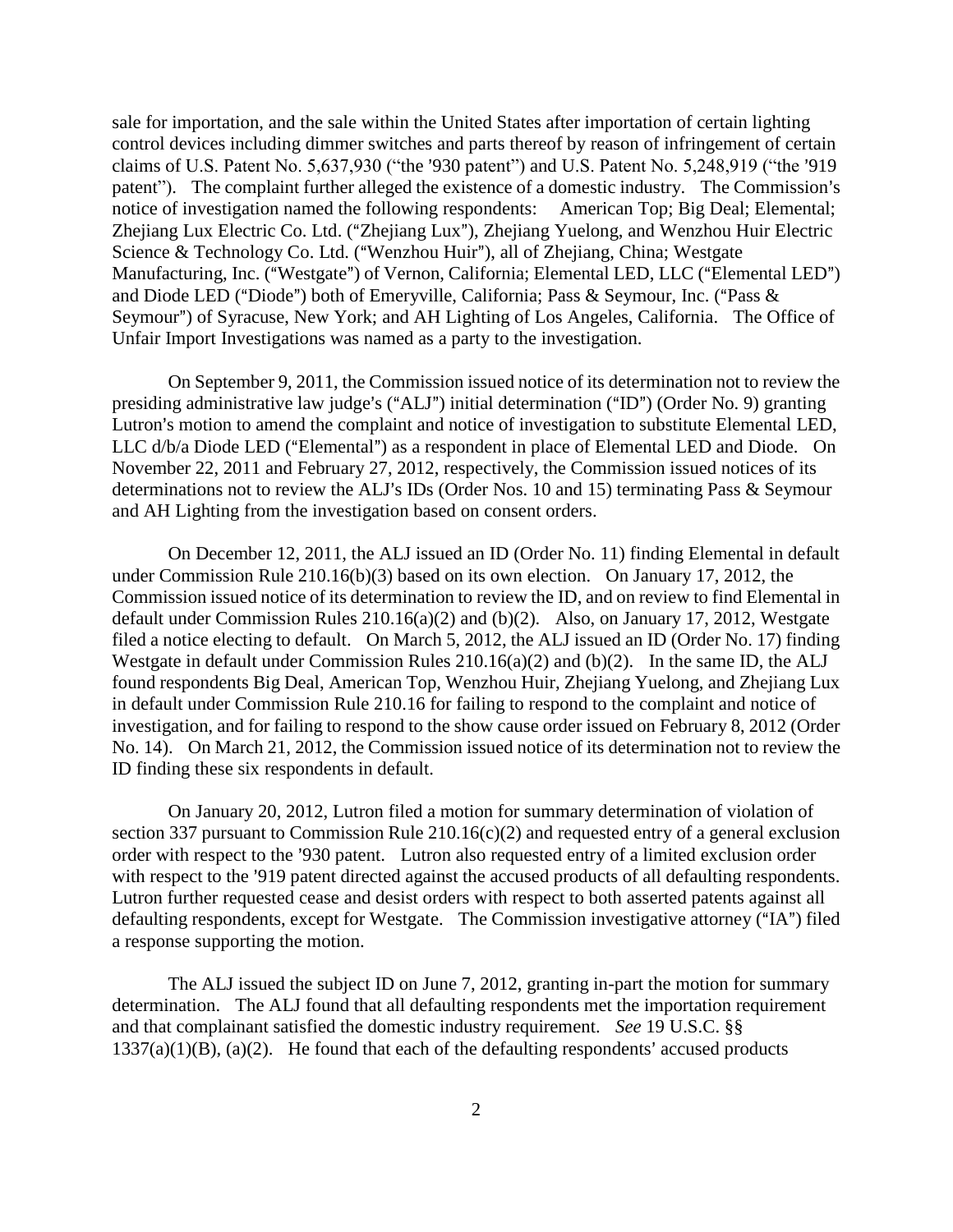sale for importation, and the sale within the United States after importation of certain lighting control devices including dimmer switches and parts thereof by reason of infringement of certain claims of U.S. Patent No. 5,637,930 ("the '930 patent") and U.S. Patent No. 5,248,919 ("the '919 patent"). The complaint further alleged the existence of a domestic industry. The Commission's notice of investigation named the following respondents: American Top; Big Deal; Elemental; Zhejiang Lux Electric Co. Ltd. ("Zhejiang Lux"), Zhejiang Yuelong, and Wenzhou Huir Electric Science & Technology Co. Ltd. ("Wenzhou Huir"), all of Zhejiang, China; Westgate Manufacturing, Inc. ("Westgate") of Vernon, California; Elemental LED, LLC ("Elemental LED") and Diode LED ("Diode") both of Emeryville, California; Pass & Seymour, Inc. ("Pass & Seymour") of Syracuse, New York; and AH Lighting of Los Angeles, California. The Office of Unfair Import Investigations was named as a party to the investigation.

On September 9, 2011, the Commission issued notice of its determination not to review the presiding administrative law judge's ("ALJ") initial determination ("ID") (Order No. 9) granting Lutron's motion to amend the complaint and notice of investigation to substitute Elemental LED, LLC d/b/a Diode LED ("Elemental") as a respondent in place of Elemental LED and Diode. On November 22, 2011 and February 27, 2012, respectively, the Commission issued notices of its determinations not to review the ALJ's IDs (Order Nos. 10 and 15) terminating Pass & Seymour and AH Lighting from the investigation based on consent orders.

On December 12, 2011, the ALJ issued an ID (Order No. 11) finding Elemental in default under Commission Rule 210.16(b)(3) based on its own election. On January 17, 2012, the Commission issued notice of its determination to review the ID, and on review to find Elemental in default under Commission Rules 210.16(a)(2) and (b)(2). Also, on January 17, 2012, Westgate filed a notice electing to default. On March 5, 2012, the ALJ issued an ID (Order No. 17) finding Westgate in default under Commission Rules 210.16(a)(2) and (b)(2). In the same ID, the ALJ found respondents Big Deal, American Top, Wenzhou Huir, Zhejiang Yuelong, and Zhejiang Lux in default under Commission Rule 210.16 for failing to respond to the complaint and notice of investigation, and for failing to respond to the show cause order issued on February 8, 2012 (Order No. 14). On March 21, 2012, the Commission issued notice of its determination not to review the ID finding these six respondents in default.

On January 20, 2012, Lutron filed a motion for summary determination of violation of section 337 pursuant to Commission Rule 210.16(c)(2) and requested entry of a general exclusion order with respect to the '930 patent. Lutron also requested entry of a limited exclusion order with respect to the '919 patent directed against the accused products of all defaulting respondents. Lutron further requested cease and desist orders with respect to both asserted patents against all defaulting respondents, except for Westgate. The Commission investigative attorney ("IA") filed a response supporting the motion.

The ALJ issued the subject ID on June 7, 2012, granting in-part the motion for summary determination. The ALJ found that all defaulting respondents met the importation requirement and that complainant satisfied the domestic industry requirement. *See* 19 U.S.C. §§ 1337(a)(1)(B), (a)(2). He found that each of the defaulting respondents' accused products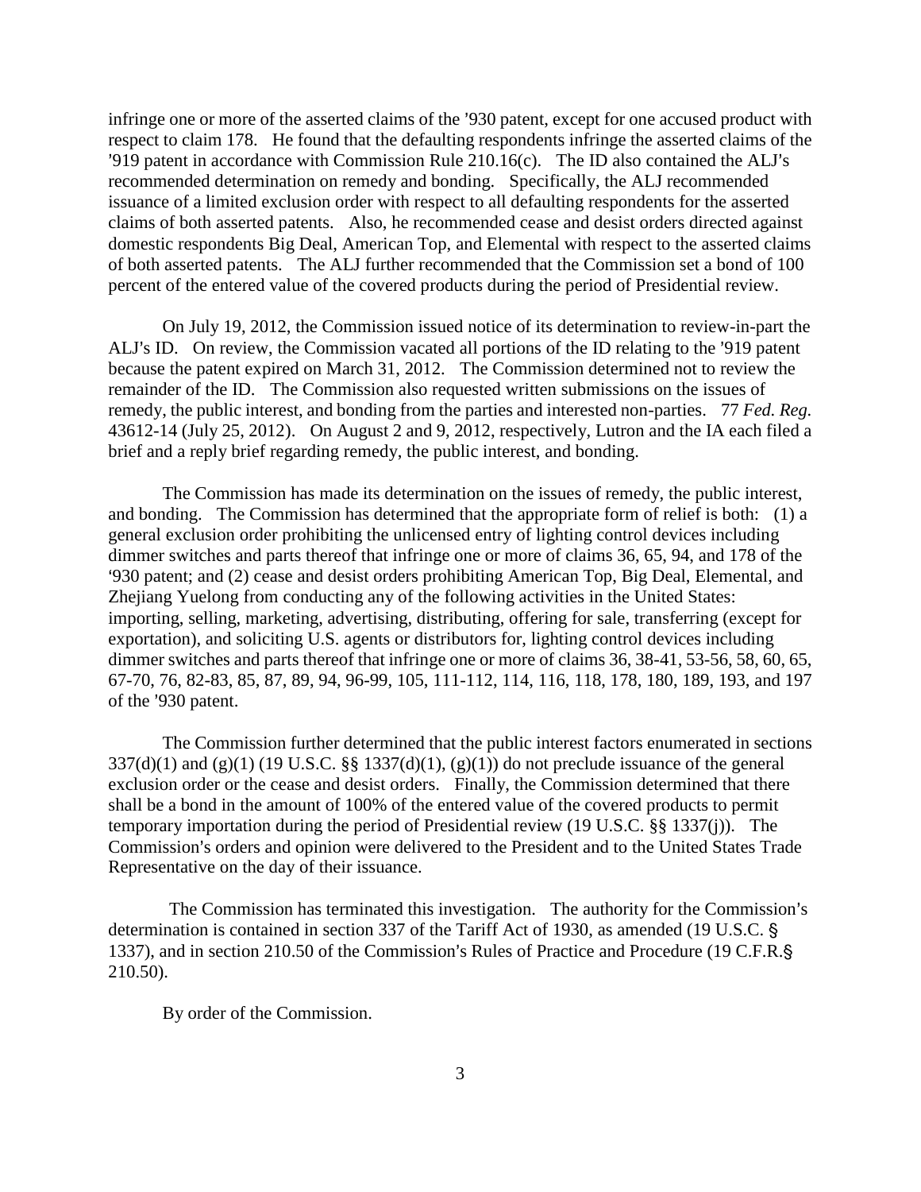infringe one or more of the asserted claims of the '930 patent, except for one accused product with respect to claim 178. He found that the defaulting respondents infringe the asserted claims of the '919 patent in accordance with Commission Rule 210.16(c). The ID also contained the ALJ's recommended determination on remedy and bonding. Specifically, the ALJ recommended issuance of a limited exclusion order with respect to all defaulting respondents for the asserted claims of both asserted patents. Also, he recommended cease and desist orders directed against domestic respondents Big Deal, American Top, and Elemental with respect to the asserted claims of both asserted patents. The ALJ further recommended that the Commission set a bond of 100 percent of the entered value of the covered products during the period of Presidential review.

On July 19, 2012, the Commission issued notice of its determination to review-in-part the ALJ's ID. On review, the Commission vacated all portions of the ID relating to the '919 patent because the patent expired on March 31, 2012. The Commission determined not to review the remainder of the ID. The Commission also requested written submissions on the issues of remedy, the public interest, and bonding from the parties and interested non-parties. 77 *Fed. Reg.* 43612-14 (July 25, 2012). On August 2 and 9, 2012, respectively, Lutron and the IA each filed a brief and a reply brief regarding remedy, the public interest, and bonding.

The Commission has made its determination on the issues of remedy, the public interest, and bonding. The Commission has determined that the appropriate form of relief is both: (1) a general exclusion order prohibiting the unlicensed entry of lighting control devices including dimmer switches and parts thereof that infringe one or more of claims 36, 65, 94, and 178 of the '930 patent; and (2) cease and desist orders prohibiting American Top, Big Deal, Elemental, and Zhejiang Yuelong from conducting any of the following activities in the United States: importing, selling, marketing, advertising, distributing, offering for sale, transferring (except for exportation), and soliciting U.S. agents or distributors for, lighting control devices including dimmer switches and parts thereof that infringe one or more of claims 36, 38-41, 53-56, 58, 60, 65, 67-70, 76, 82-83, 85, 87, 89, 94, 96-99, 105, 111-112, 114, 116, 118, 178, 180, 189, 193, and 197 of the '930 patent.

The Commission further determined that the public interest factors enumerated in sections 337(d)(1) and (g)(1) (19 U.S.C. §§ 1337(d)(1), (g)(1)) do not preclude issuance of the general exclusion order or the cease and desist orders. Finally, the Commission determined that there shall be a bond in the amount of 100% of the entered value of the covered products to permit temporary importation during the period of Presidential review (19 U.S.C. §§ 1337(j)). The Commission's orders and opinion were delivered to the President and to the United States Trade Representative on the day of their issuance.

The Commission has terminated this investigation. The authority for the Commission's determination is contained in section 337 of the Tariff Act of 1930, as amended (19 U.S.C. § 1337), and in section 210.50 of the Commission's Rules of Practice and Procedure (19 C.F.R.§ 210.50).

By order of the Commission.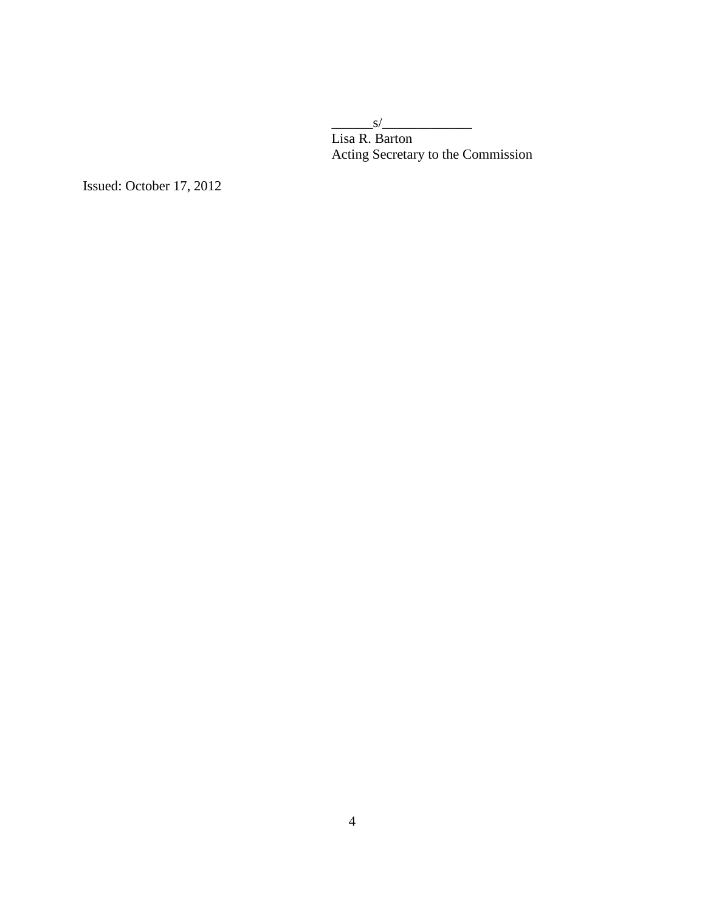______s/_____________
Lisa R. Barton
Acting Secretary to the Commission

Issued: October 17, 2012